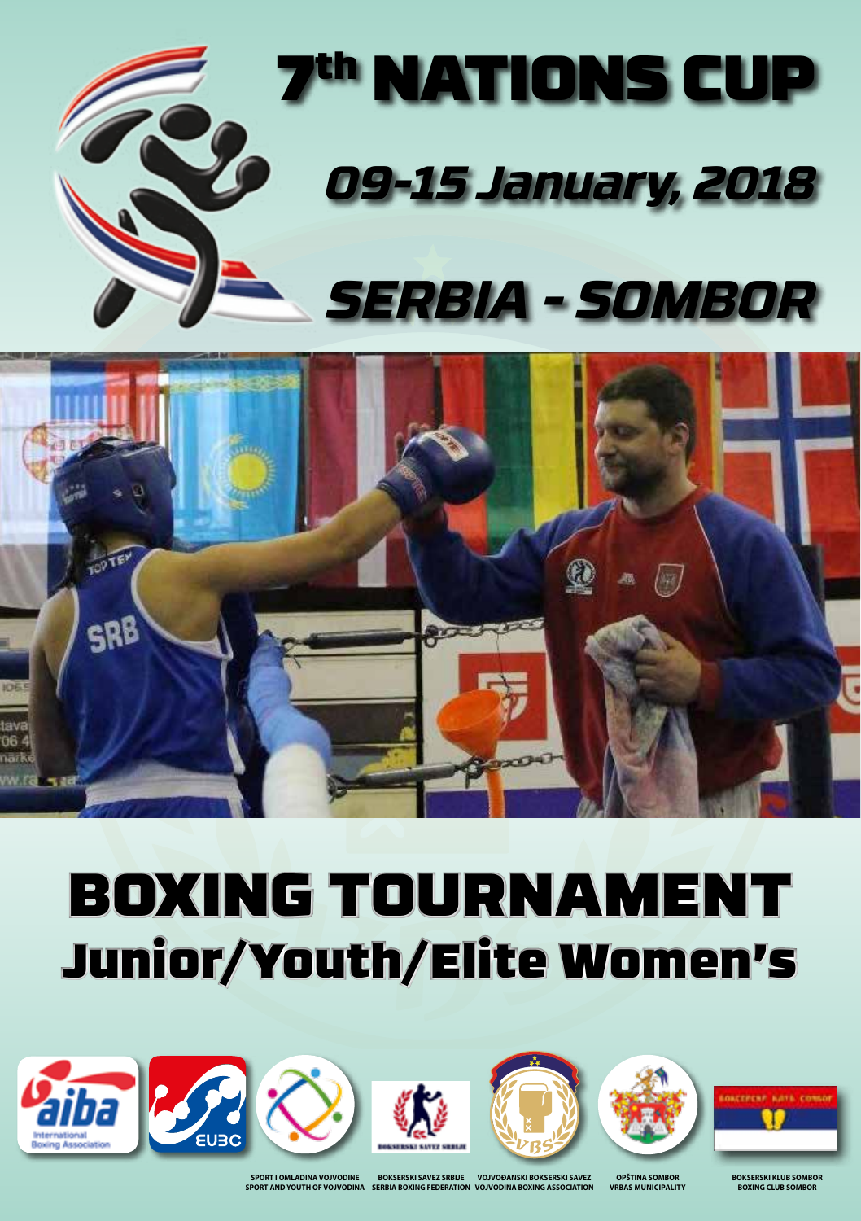# 7th NATIONS CUP

## 09-15 January, 2018

## SERBIA - SOMBOR

# BOXING TOURNAMENT

## Junior/Youth/Elite Women's

SPORT I OMLADINA VOJVODINE
SPORT AND YOUTH OF VOJVODINA

BOKSERSKI SAVEZ SRBIJE
SERBIA BOXING FEDERATION

VOJVOĐANSKI BOKSERSKI SAVEZ
VOJVODINA BOXING ASSOCIATION

OPŠTINA SOMBOR
VRBAS MUNICIPALITY

BOKSERSKI KLUB SOMBOR
BOXING CLUB SOMBOR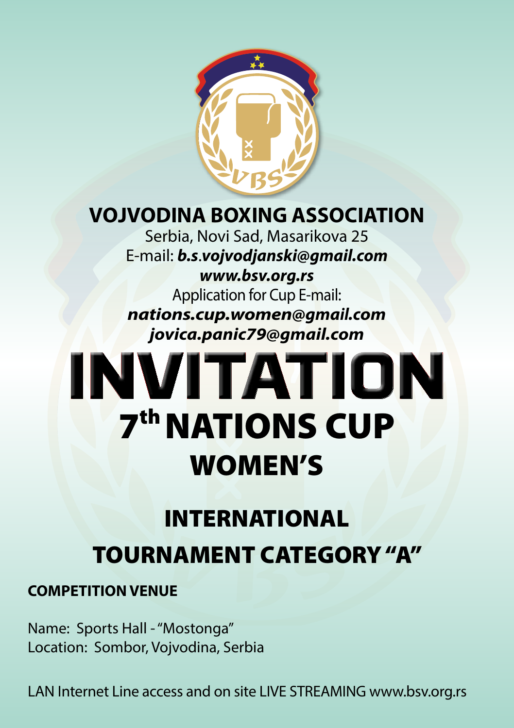# VOJVODINA BOXING ASSOCIATION

Serbia, Novi Sad, Masarikova 25

E-mail: ***b.s.vojvodjanski@gmail.com***

***www.bsv.org.rs***

Application for Cup E-mail:

***nations.cup.women@gmail.com***

***jovica.panic79@gmail.com***

# INVITATION

## 7th NATIONS CUP

## WOMEN'S

## INTERNATIONAL

## TOURNAMENT CATEGORY "A"

**COMPETITION VENUE**

Name: Sports Hall - "Mostonga"
Location: Sombor, Vojvodina, Serbia

LAN Internet Line access and on site LIVE STREAMING www.bsv.org.rs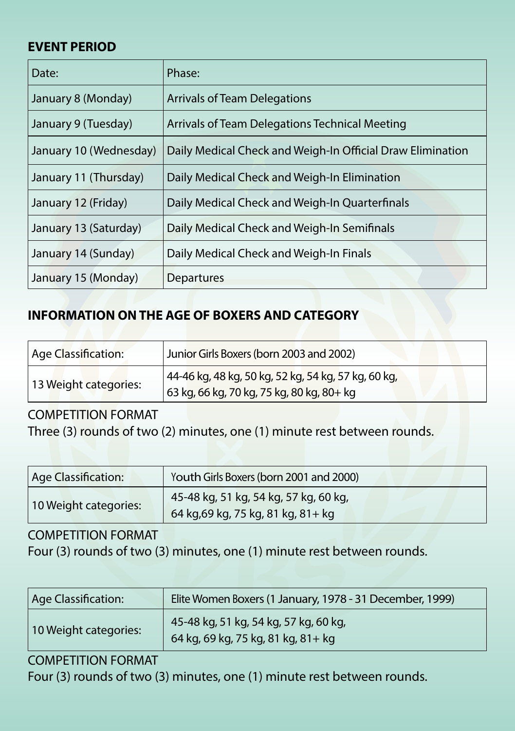## EVENT PERIOD

| Date: | Phase: |
|---|---|
| January 8 (Monday) | Arrivals of Team Delegations |
| January 9 (Tuesday) | Arrivals of Team Delegations Technical Meeting |
| January 10 (Wednesday) | Daily Medical Check and Weigh-In Official Draw Elimination |
| January 11 (Thursday) | Daily Medical Check and Weigh-In Elimination |
| January 12 (Friday) | Daily Medical Check and Weigh-In Quarterfinals |
| January 13 (Saturday) | Daily Medical Check and Weigh-In Semifinals |
| January 14 (Sunday) | Daily Medical Check and Weigh-In Finals |
| January 15 (Monday) | Departures |

## INFORMATION ON THE AGE OF BOXERS AND CATEGORY

| Age Classification: | Junior Girls Boxers (born 2003 and 2002) |
|---|---|
| 13 Weight categories: | 44-46 kg, 48 kg, 50 kg, 52 kg, 54 kg, 57 kg, 60 kg, 63 kg, 66 kg, 70 kg, 75 kg, 80 kg, 80+ kg |

COMPETITION FORMAT

Three (3) rounds of two (2) minutes, one (1) minute rest between rounds.

| Age Classification: | Youth Girls Boxers (born 2001 and 2000) |
|---|---|
| 10 Weight categories: | 45-48 kg, 51 kg, 54 kg, 57 kg, 60 kg, 64 kg,69 kg, 75 kg, 81 kg, 81+ kg |

COMPETITION FORMAT

Four (3) rounds of two (3) minutes, one (1) minute rest between rounds.

| Age Classification: | Elite Women Boxers (1 January, 1978 - 31 December, 1999) |
|---|---|
| 10 Weight categories: | 45-48 kg, 51 kg, 54 kg, 57 kg, 60 kg, 64 kg, 69 kg, 75 kg, 81 kg, 81+ kg |

COMPETITION FORMAT

Four (3) rounds of two (3) minutes, one (1) minute rest between rounds.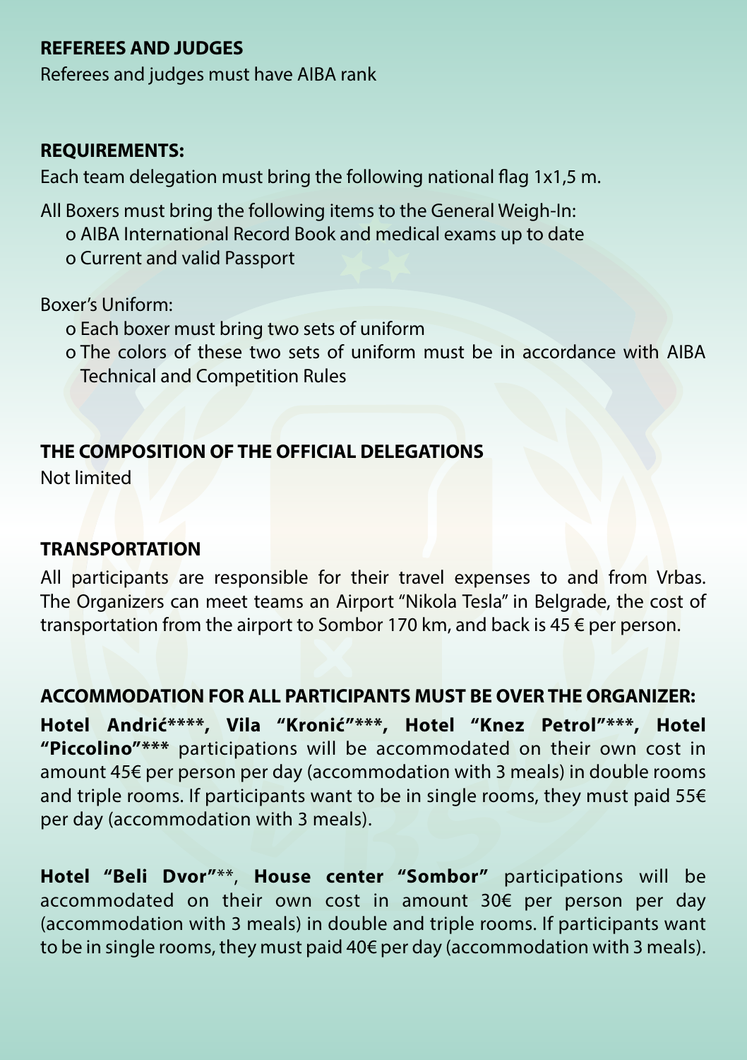**REFEREES AND JUDGES**

Referees and judges must have AIBA rank

**REQUIREMENTS:**

Each team delegation must bring the following national flag 1x1,5 m.

All Boxers must bring the following items to the General Weigh-In:

- o AIBA International Record Book and medical exams up to date
- o Current and valid Passport

Boxer's Uniform:

- o Each boxer must bring two sets of uniform
- o The colors of these two sets of uniform must be in accordance with AIBA Technical and Competition Rules

**THE COMPOSITION OF THE OFFICIAL DELEGATIONS**

Not limited

**TRANSPORTATION**

All participants are responsible for their travel expenses to and from Vrbas. The Organizers can meet teams an Airport "Nikola Tesla" in Belgrade, the cost of transportation from the airport to Sombor 170 km, and back is 45 € per person.

**ACCOMMODATION FOR ALL PARTICIPANTS MUST BE OVER THE ORGANIZER:**

**Hotel Andrić\*\*\*\*, Vila "Kronić"\*\*\*, Hotel "Knez Petrol"\*\*\*, Hotel "Piccolino"\*\*\*** participations will be accommodated on their own cost in amount 45€ per person per day (accommodation with 3 meals) in double rooms and triple rooms. If participants want to be in single rooms, they must paid 55€ per day (accommodation with 3 meals).

**Hotel "Beli Dvor"**\*\*, **House center "Sombor"** participations will be accommodated on their own cost in amount 30€ per person per day (accommodation with 3 meals) in double and triple rooms. If participants want to be in single rooms, they must paid 40€ per day (accommodation with 3 meals).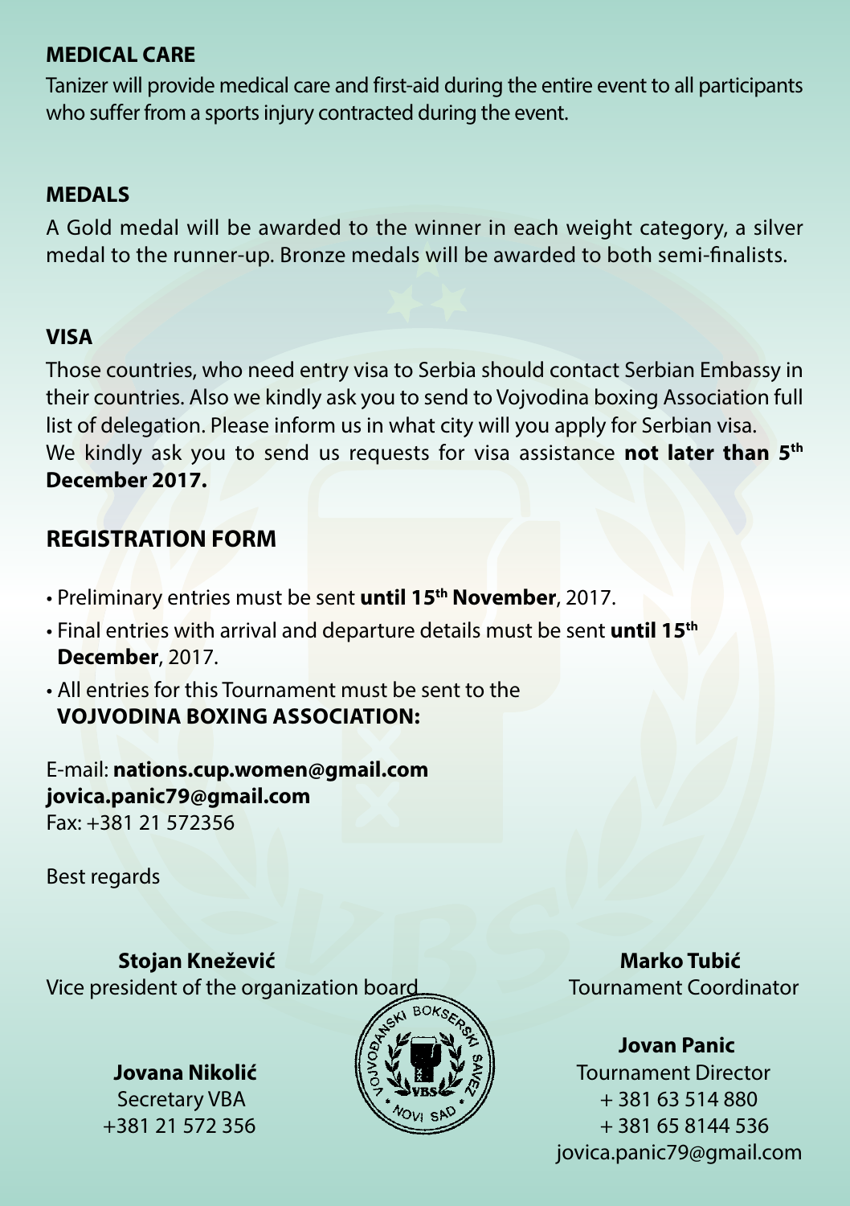## MEDICAL CARE

Tanizer will provide medical care and first-aid during the entire event to all participants who suffer from a sports injury contracted during the event.

## MEDALS

A Gold medal will be awarded to the winner in each weight category, a silver medal to the runner-up. Bronze medals will be awarded to both semi-finalists.

## VISA

Those countries, who need entry visa to Serbia should contact Serbian Embassy in their countries. Also we kindly ask you to send to Vojvodina boxing Association full list of delegation. Please inform us in what city will you apply for Serbian visa.
We kindly ask you to send us requests for visa assistance **not later than 5th December 2017.**

## REGISTRATION FORM

- Preliminary entries must be sent **until 15th November**, 2017.
- Final entries with arrival and departure details must be sent **until 15th December**, 2017.
- All entries for this Tournament must be sent to the **VOJVODINA BOXING ASSOCIATION:**

E-mail: **nations.cup.women@gmail.com**
**jovica.panic79@gmail.com**
Fax: +381 21 572356

Best regards

**Stojan Knežević**
Vice president of the organization board

**Marko Tubić**
Tournament Coordinator

**Jovana Nikolić**
Secretary VBA
+381 21 572 356

**Jovan Panic**
Tournament Director
+ 381 63 514 880
+ 381 65 8144 536
jovica.panic79@gmail.com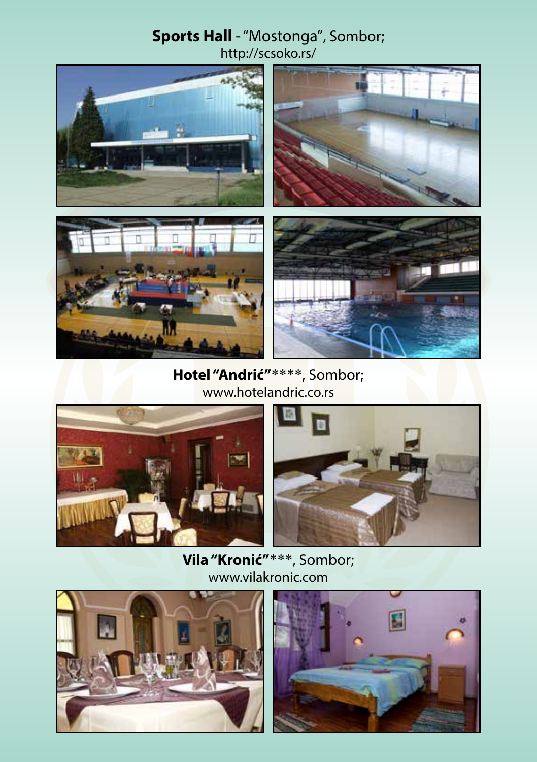**Sports Hall** - "Mostonga", Sombor;
http://scsoko.rs/

**Hotel "Andrić"**\*\*\*\*, Sombor;
www.hotelandric.co.rs

**Vila "Kronić"**\*\*\*, Sombor;
www.vilakronic.com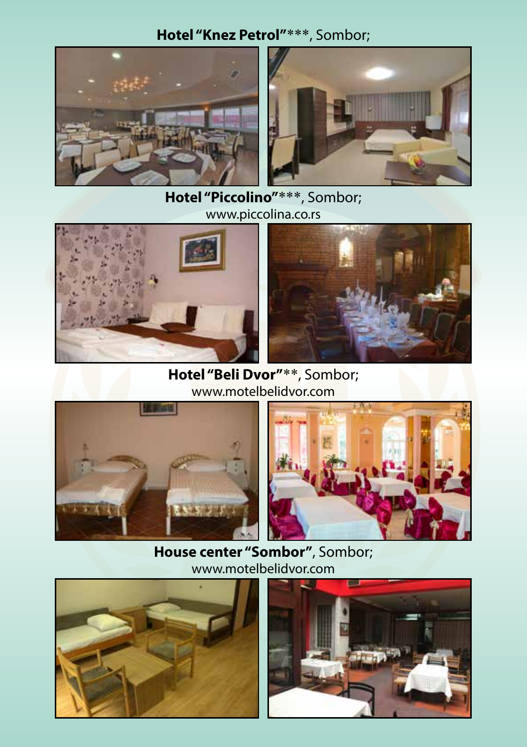**Hotel "Knez Petrol"*****, Sombor;

**Hotel "Piccolino"*****, Sombor;
www.piccolina.co.rs

**Hotel "Beli Dvor"****, Sombor;
www.motelbelidvor.com

**House center "Sombor"**, Sombor;
www.motelbelidvor.com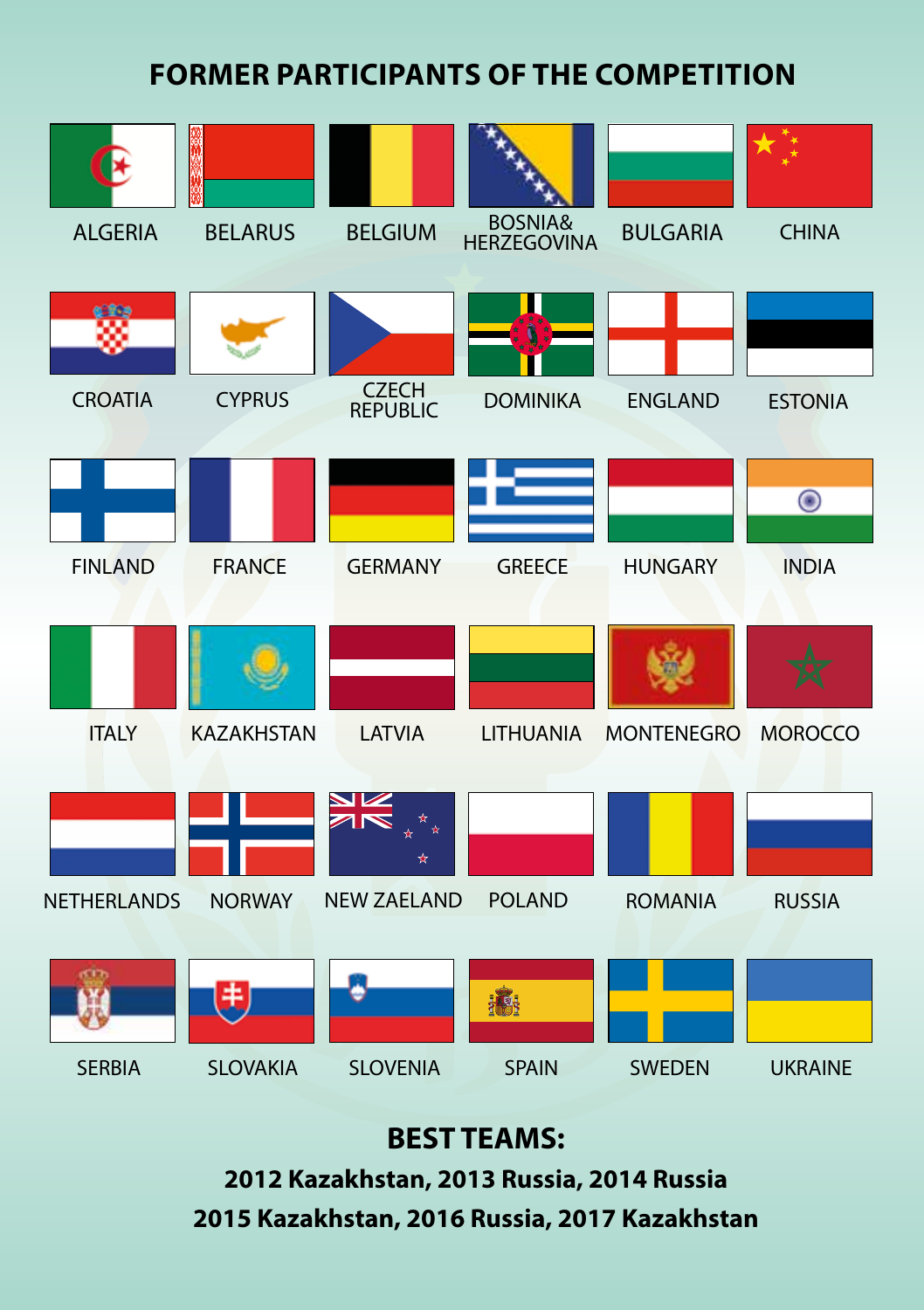# FORMER PARTICIPANTS OF THE COMPETITION

ALGERIA
BELARUS
BELGIUM
BOSNIA& HERZEGOVINA
BULGARIA
CHINA

CROATIA
CYPRUS
CZECH REPUBLIC
DOMINIKA
ENGLAND
ESTONIA

FINLAND
FRANCE
GERMANY
GREECE
HUNGARY
INDIA

ITALY
KAZAKHSTAN
LATVIA
LITHUANIA
MONTENEGRO
MOROCCO

NETHERLANDS
NORWAY
NEW ZAELAND
POLAND
ROMANIA
RUSSIA

SERBIA
SLOVAKIA
SLOVENIA
SPAIN
SWEDEN
UKRAINE

## BEST TEAMS:

**2012 Kazakhstan, 2013 Russia, 2014 Russia**

**2015 Kazakhstan, 2016 Russia, 2017 Kazakhstan**